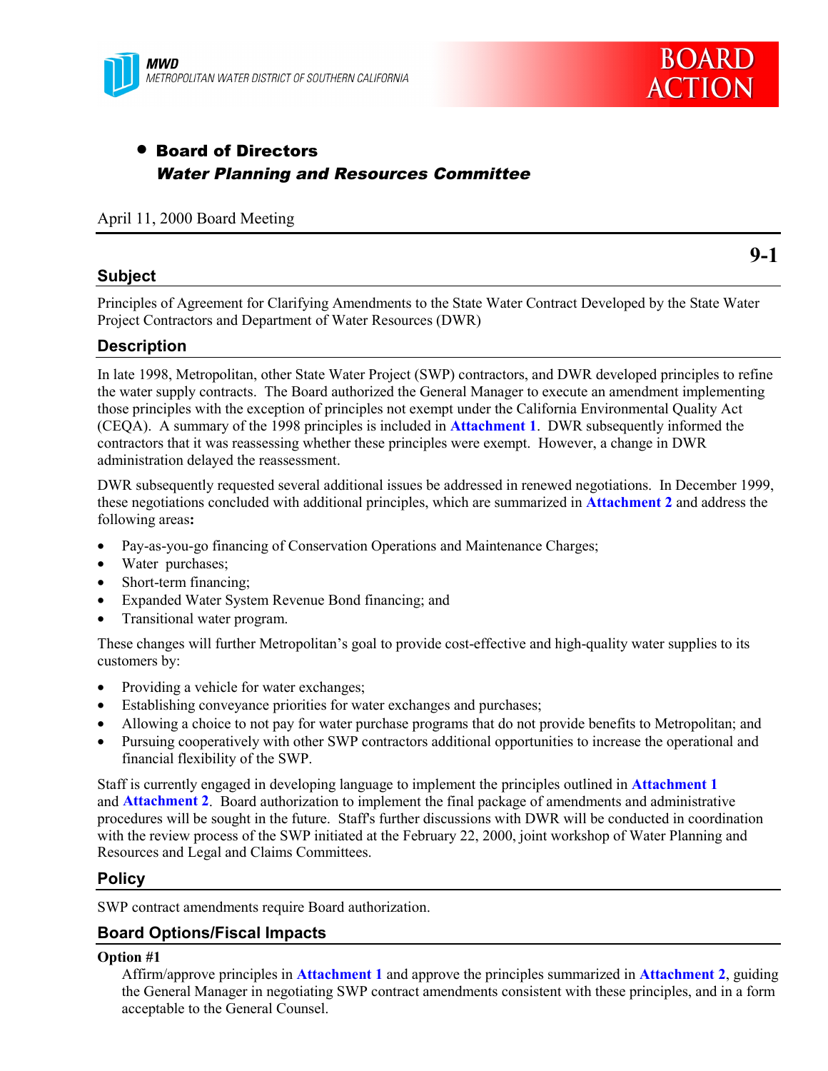MWD
METROPOLITAN WATER DISTRICT OF SOUTHERN CALIFORNIA

BOARD ACTION

- **Board of Directors**
  ***Water Planning and Resources Committee***

April 11, 2000 Board Meeting

**9-1**

## Subject

Principles of Agreement for Clarifying Amendments to the State Water Contract Developed by the State Water Project Contractors and Department of Water Resources (DWR)

## Description

In late 1998, Metropolitan, other State Water Project (SWP) contractors, and DWR developed principles to refine the water supply contracts. The Board authorized the General Manager to execute an amendment implementing those principles with the exception of principles not exempt under the California Environmental Quality Act (CEQA). A summary of the 1998 principles is included in **Attachment 1**. DWR subsequently informed the contractors that it was reassessing whether these principles were exempt. However, a change in DWR administration delayed the reassessment.

DWR subsequently requested several additional issues be addressed in renewed negotiations. In December 1999, these negotiations concluded with additional principles, which are summarized in **Attachment 2** and address the following areas**:**

- Pay-as-you-go financing of Conservation Operations and Maintenance Charges;
- Water purchases;
- Short-term financing;
- Expanded Water System Revenue Bond financing; and
- Transitional water program.

These changes will further Metropolitan's goal to provide cost-effective and high-quality water supplies to its customers by:

- Providing a vehicle for water exchanges;
- Establishing conveyance priorities for water exchanges and purchases;
- Allowing a choice to not pay for water purchase programs that do not provide benefits to Metropolitan; and
- Pursuing cooperatively with other SWP contractors additional opportunities to increase the operational and financial flexibility of the SWP.

Staff is currently engaged in developing language to implement the principles outlined in **Attachment 1** and **Attachment 2**. Board authorization to implement the final package of amendments and administrative procedures will be sought in the future. Staff's further discussions with DWR will be conducted in coordination with the review process of the SWP initiated at the February 22, 2000, joint workshop of Water Planning and Resources and Legal and Claims Committees.

## Policy

SWP contract amendments require Board authorization.

## Board Options/Fiscal Impacts

**Option #1**

Affirm/approve principles in **Attachment 1** and approve the principles summarized in **Attachment 2**, guiding the General Manager in negotiating SWP contract amendments consistent with these principles, and in a form acceptable to the General Counsel.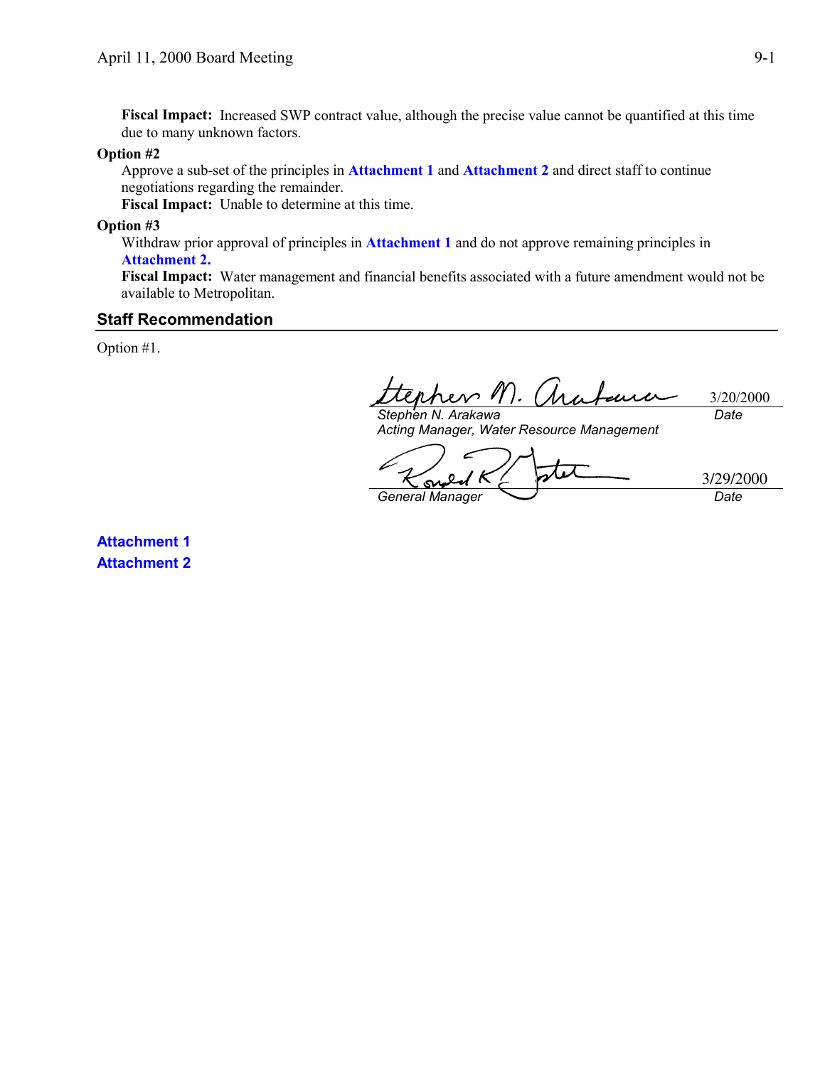**Fiscal Impact:** Increased SWP contract value, although the precise value cannot be quantified at this time due to many unknown factors.

**Option #2**

Approve a sub-set of the principles in **Attachment 1** and **Attachment 2** and direct staff to continue negotiations regarding the remainder.

**Fiscal Impact:** Unable to determine at this time.

**Option #3**

Withdraw prior approval of principles in **Attachment 1** and do not approve remaining principles in **Attachment 2.**

**Fiscal Impact:** Water management and financial benefits associated with a future amendment would not be available to Metropolitan.

## Staff Recommendation

Option #1.

*Stephen N. Arakawa* — 3/20/2000 (Date)
*Acting Manager, Water Resource Management*

*General Manager* — 3/29/2000 (Date)

**Attachment 1**

**Attachment 2**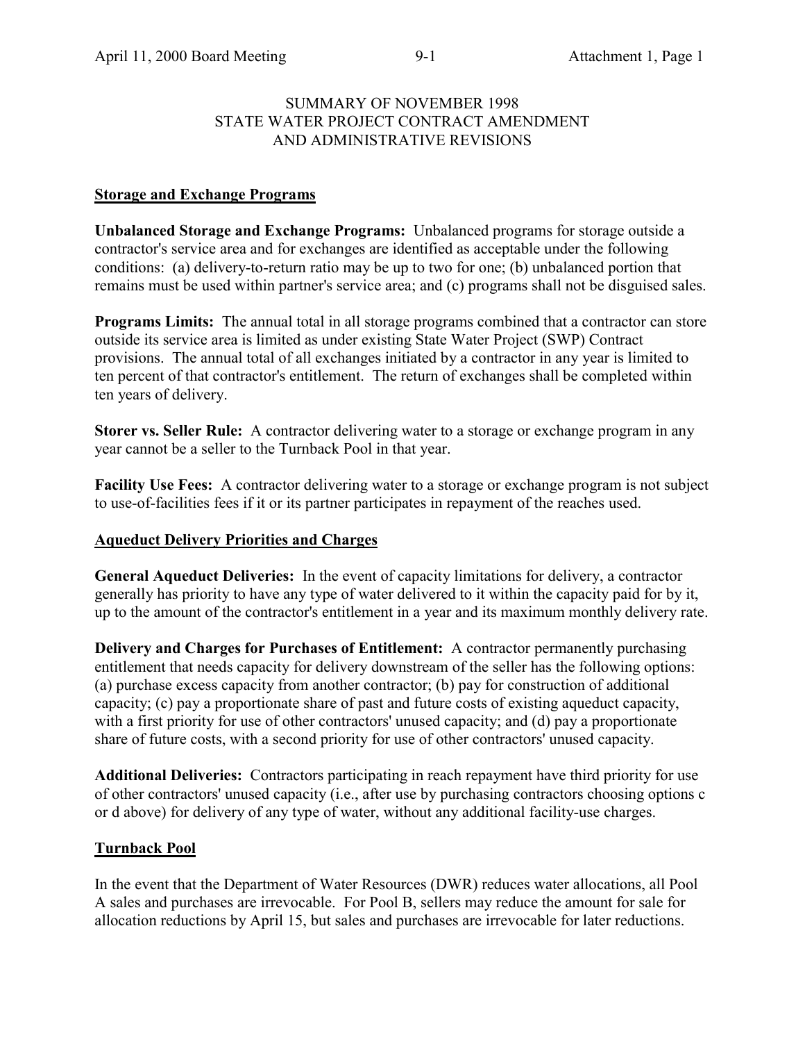# SUMMARY OF NOVEMBER 1998 STATE WATER PROJECT CONTRACT AMENDMENT AND ADMINISTRATIVE REVISIONS

## Storage and Exchange Programs

**Unbalanced Storage and Exchange Programs:** Unbalanced programs for storage outside a contractor's service area and for exchanges are identified as acceptable under the following conditions: (a) delivery-to-return ratio may be up to two for one; (b) unbalanced portion that remains must be used within partner's service area; and (c) programs shall not be disguised sales.

**Programs Limits:** The annual total in all storage programs combined that a contractor can store outside its service area is limited as under existing State Water Project (SWP) Contract provisions. The annual total of all exchanges initiated by a contractor in any year is limited to ten percent of that contractor's entitlement. The return of exchanges shall be completed within ten years of delivery.

**Storer vs. Seller Rule:** A contractor delivering water to a storage or exchange program in any year cannot be a seller to the Turnback Pool in that year.

**Facility Use Fees:** A contractor delivering water to a storage or exchange program is not subject to use-of-facilities fees if it or its partner participates in repayment of the reaches used.

## Aqueduct Delivery Priorities and Charges

**General Aqueduct Deliveries:** In the event of capacity limitations for delivery, a contractor generally has priority to have any type of water delivered to it within the capacity paid for by it, up to the amount of the contractor's entitlement in a year and its maximum monthly delivery rate.

**Delivery and Charges for Purchases of Entitlement:** A contractor permanently purchasing entitlement that needs capacity for delivery downstream of the seller has the following options: (a) purchase excess capacity from another contractor; (b) pay for construction of additional capacity; (c) pay a proportionate share of past and future costs of existing aqueduct capacity, with a first priority for use of other contractors' unused capacity; and (d) pay a proportionate share of future costs, with a second priority for use of other contractors' unused capacity.

**Additional Deliveries:** Contractors participating in reach repayment have third priority for use of other contractors' unused capacity (i.e., after use by purchasing contractors choosing options c or d above) for delivery of any type of water, without any additional facility-use charges.

## Turnback Pool

In the event that the Department of Water Resources (DWR) reduces water allocations, all Pool A sales and purchases are irrevocable. For Pool B, sellers may reduce the amount for sale for allocation reductions by April 15, but sales and purchases are irrevocable for later reductions.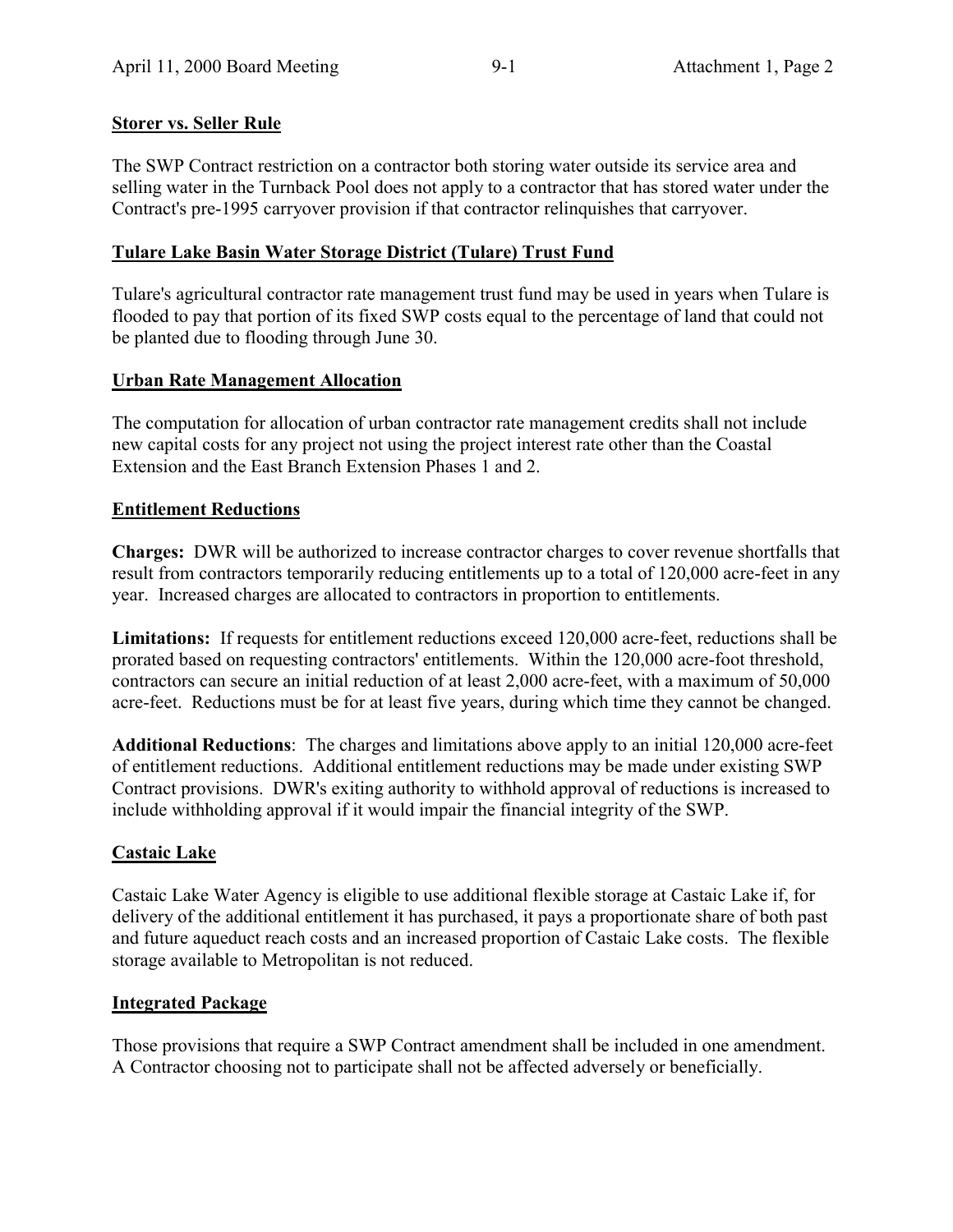## Storer vs. Seller Rule

The SWP Contract restriction on a contractor both storing water outside its service area and selling water in the Turnback Pool does not apply to a contractor that has stored water under the Contract's pre-1995 carryover provision if that contractor relinquishes that carryover.

## Tulare Lake Basin Water Storage District (Tulare) Trust Fund

Tulare's agricultural contractor rate management trust fund may be used in years when Tulare is flooded to pay that portion of its fixed SWP costs equal to the percentage of land that could not be planted due to flooding through June 30.

## Urban Rate Management Allocation

The computation for allocation of urban contractor rate management credits shall not include new capital costs for any project not using the project interest rate other than the Coastal Extension and the East Branch Extension Phases 1 and 2.

## Entitlement Reductions

**Charges:** DWR will be authorized to increase contractor charges to cover revenue shortfalls that result from contractors temporarily reducing entitlements up to a total of 120,000 acre-feet in any year. Increased charges are allocated to contractors in proportion to entitlements.

**Limitations:** If requests for entitlement reductions exceed 120,000 acre-feet, reductions shall be prorated based on requesting contractors' entitlements. Within the 120,000 acre-foot threshold, contractors can secure an initial reduction of at least 2,000 acre-feet, with a maximum of 50,000 acre-feet. Reductions must be for at least five years, during which time they cannot be changed.

**Additional Reductions**: The charges and limitations above apply to an initial 120,000 acre-feet of entitlement reductions. Additional entitlement reductions may be made under existing SWP Contract provisions. DWR's exiting authority to withhold approval of reductions is increased to include withholding approval if it would impair the financial integrity of the SWP.

## Castaic Lake

Castaic Lake Water Agency is eligible to use additional flexible storage at Castaic Lake if, for delivery of the additional entitlement it has purchased, it pays a proportionate share of both past and future aqueduct reach costs and an increased proportion of Castaic Lake costs. The flexible storage available to Metropolitan is not reduced.

## Integrated Package

Those provisions that require a SWP Contract amendment shall be included in one amendment. A Contractor choosing not to participate shall not be affected adversely or beneficially.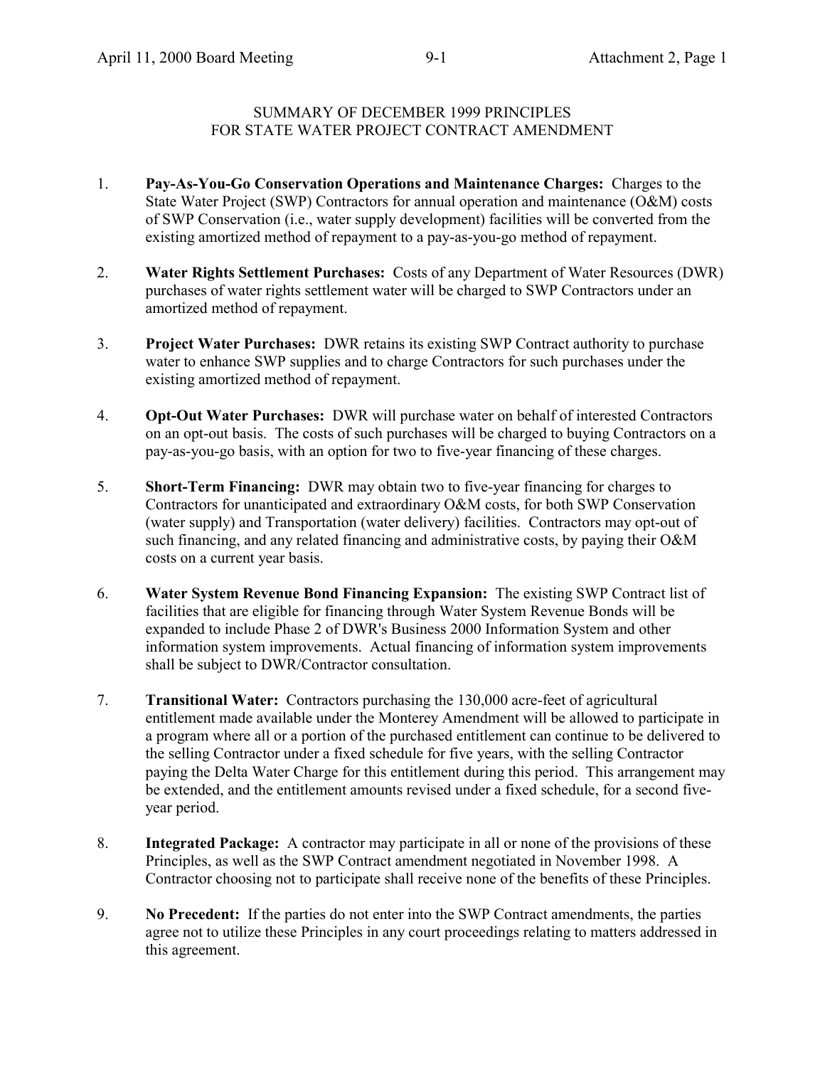SUMMARY OF DECEMBER 1999 PRINCIPLES
FOR STATE WATER PROJECT CONTRACT AMENDMENT

1. **Pay-As-You-Go Conservation Operations and Maintenance Charges:** Charges to the State Water Project (SWP) Contractors for annual operation and maintenance (O&M) costs of SWP Conservation (i.e., water supply development) facilities will be converted from the existing amortized method of repayment to a pay-as-you-go method of repayment.

2. **Water Rights Settlement Purchases:** Costs of any Department of Water Resources (DWR) purchases of water rights settlement water will be charged to SWP Contractors under an amortized method of repayment.

3. **Project Water Purchases:** DWR retains its existing SWP Contract authority to purchase water to enhance SWP supplies and to charge Contractors for such purchases under the existing amortized method of repayment.

4. **Opt-Out Water Purchases:** DWR will purchase water on behalf of interested Contractors on an opt-out basis. The costs of such purchases will be charged to buying Contractors on a pay-as-you-go basis, with an option for two to five-year financing of these charges.

5. **Short-Term Financing:** DWR may obtain two to five-year financing for charges to Contractors for unanticipated and extraordinary O&M costs, for both SWP Conservation (water supply) and Transportation (water delivery) facilities. Contractors may opt-out of such financing, and any related financing and administrative costs, by paying their O&M costs on a current year basis.

6. **Water System Revenue Bond Financing Expansion:** The existing SWP Contract list of facilities that are eligible for financing through Water System Revenue Bonds will be expanded to include Phase 2 of DWR's Business 2000 Information System and other information system improvements. Actual financing of information system improvements shall be subject to DWR/Contractor consultation.

7. **Transitional Water:** Contractors purchasing the 130,000 acre-feet of agricultural entitlement made available under the Monterey Amendment will be allowed to participate in a program where all or a portion of the purchased entitlement can continue to be delivered to the selling Contractor under a fixed schedule for five years, with the selling Contractor paying the Delta Water Charge for this entitlement during this period. This arrangement may be extended, and the entitlement amounts revised under a fixed schedule, for a second five-year period.

8. **Integrated Package:** A contractor may participate in all or none of the provisions of these Principles, as well as the SWP Contract amendment negotiated in November 1998. A Contractor choosing not to participate shall receive none of the benefits of these Principles.

9. **No Precedent:** If the parties do not enter into the SWP Contract amendments, the parties agree not to utilize these Principles in any court proceedings relating to matters addressed in this agreement.